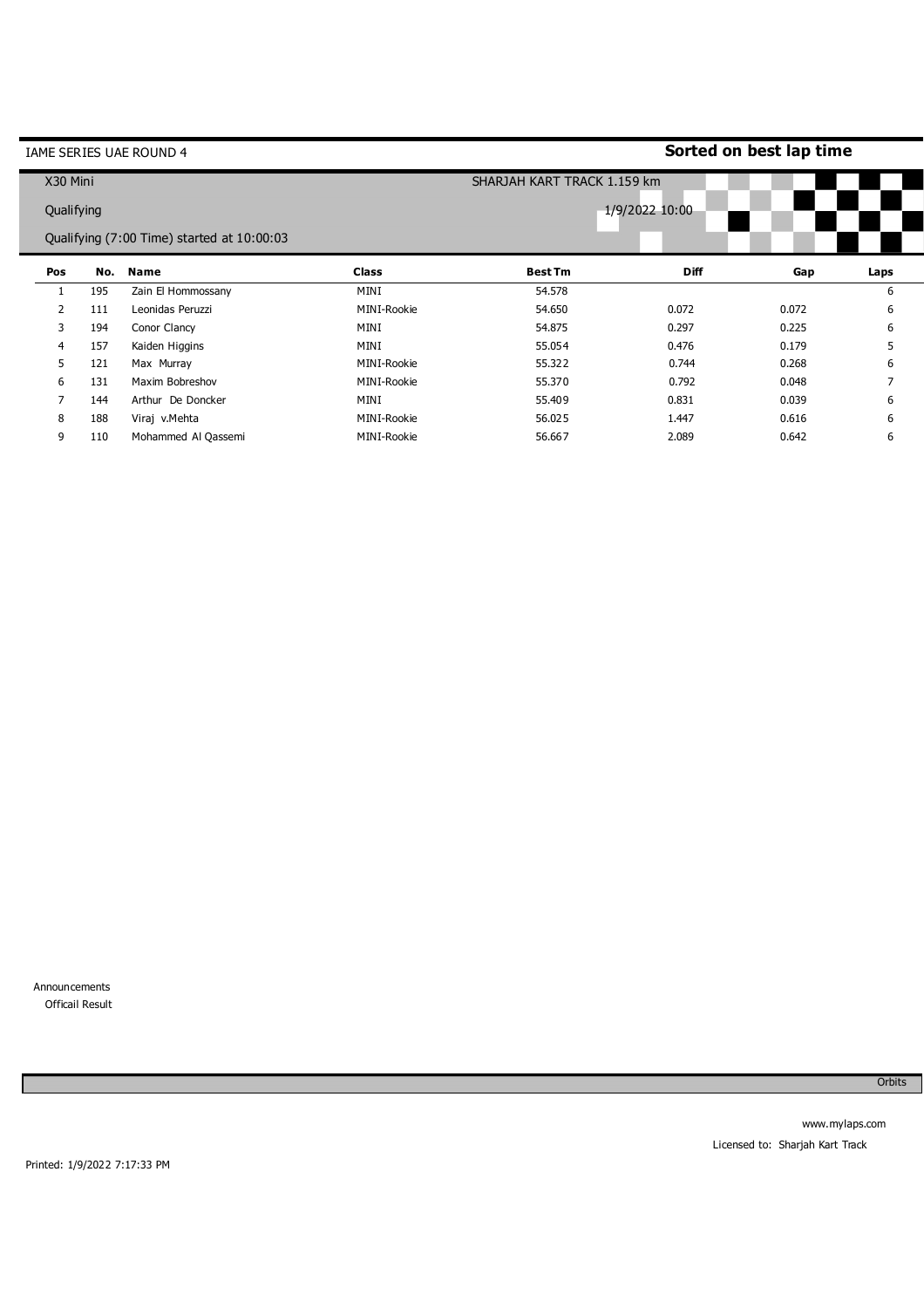IAME SERIES UAE ROUND 4

**Sorted on best lap time**

X30 Mini

SHARJAH KART TRACK 1.159 km

Qualifying

1/9/2022 10:00

Qualifying (7:00 Time) started at 10:00:03

| Pos | No. | Name | Class | Best Tm | Diff | Gap | Laps |
|---|---|---|---|---|---|---|---|
| 1 | 195 | Zain El Hommossany | MINI | 54.578 | | | 6 |
| 2 | 111 | Leonidas Peruzzi | MINI-Rookie | 54.650 | 0.072 | 0.072 | 6 |
| 3 | 194 | Conor Clancy | MINI | 54.875 | 0.297 | 0.225 | 6 |
| 4 | 157 | Kaiden Higgins | MINI | 55.054 | 0.476 | 0.179 | 5 |
| 5 | 121 | Max Murray | MINI-Rookie | 55.322 | 0.744 | 0.268 | 6 |
| 6 | 131 | Maxim Bobreshov | MINI-Rookie | 55.370 | 0.792 | 0.048 | 7 |
| 7 | 144 | Arthur De Doncker | MINI | 55.409 | 0.831 | 0.039 | 6 |
| 8 | 188 | Viraj v.Mehta | MINI-Rookie | 56.025 | 1.447 | 0.616 | 6 |
| 9 | 110 | Mohammed Al Qassemi | MINI-Rookie | 56.667 | 2.089 | 0.642 | 6 |

Announcements

Officail Result

Orbits

www.mylaps.com

Licensed to: Sharjah Kart Track

Printed: 1/9/2022 7:17:33 PM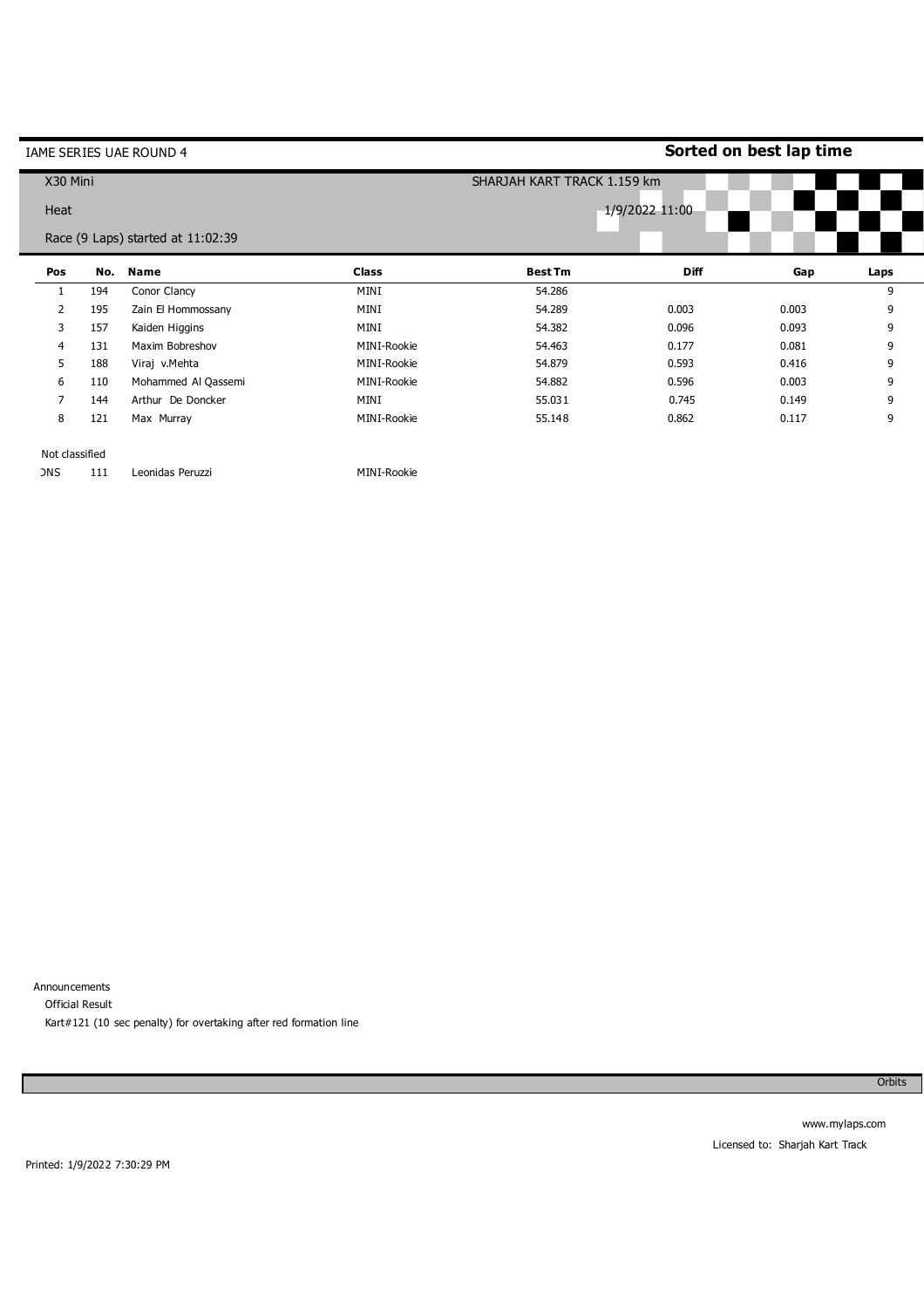IAME SERIES UAE ROUND 4

**Sorted on best lap time**

X30 Mini

SHARJAH KART TRACK 1.159 km

Heat

1/9/2022 11:00

Race (9 Laps) started at 11:02:39

| Pos | No. | Name | Class | Best Tm | Diff | Gap | Laps |
|---|---|---|---|---|---|---|---|
| 1 | 194 | Conor Clancy | MINI | 54.286 | | | 9 |
| 2 | 195 | Zain El Hommossany | MINI | 54.289 | 0.003 | 0.003 | 9 |
| 3 | 157 | Kaiden Higgins | MINI | 54.382 | 0.096 | 0.093 | 9 |
| 4 | 131 | Maxim Bobreshov | MINI-Rookie | 54.463 | 0.177 | 0.081 | 9 |
| 5 | 188 | Viraj v.Mehta | MINI-Rookie | 54.879 | 0.593 | 0.416 | 9 |
| 6 | 110 | Mohammed Al Qassemi | MINI-Rookie | 54.882 | 0.596 | 0.003 | 9 |
| 7 | 144 | Arthur De Doncker | MINI | 55.031 | 0.745 | 0.149 | 9 |
| 8 | 121 | Max Murray | MINI-Rookie | 55.148 | 0.862 | 0.117 | 9 |

Not classified

| Pos | No. | Name | Class |
|---|---|---|---|
| DNS | 111 | Leonidas Peruzzi | MINI-Rookie |

Announcements

Official Result

Kart#121 (10 sec penalty) for overtaking after red formation line

Orbits

www.mylaps.com

Licensed to: Sharjah Kart Track

Printed: 1/9/2022 7:30:29 PM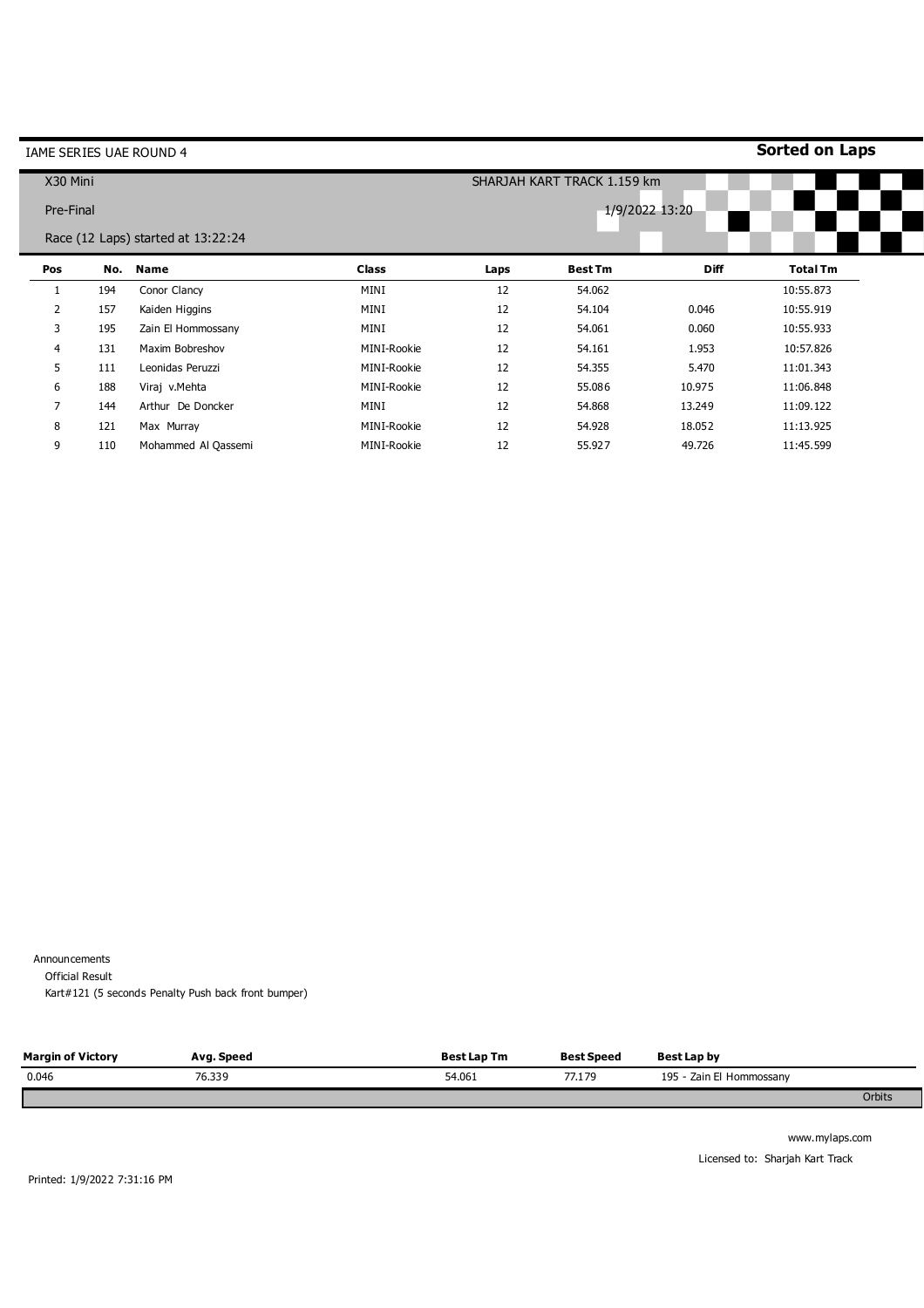IAME SERIES UAE ROUND 4

**Sorted on Laps**

X30 Mini

SHARJAH KART TRACK 1.159 km

Pre-Final

1/9/2022 13:20

Race (12 Laps) started at 13:22:24

| Pos | No. | Name | Class | Laps | Best Tm | Diff | Total Tm |
|---|---|---|---|---|---|---|---|
| 1 | 194 | Conor Clancy | MINI | 12 | 54.062 | | 10:55.873 |
| 2 | 157 | Kaiden Higgins | MINI | 12 | 54.104 | 0.046 | 10:55.919 |
| 3 | 195 | Zain El Hommossany | MINI | 12 | 54.061 | 0.060 | 10:55.933 |
| 4 | 131 | Maxim Bobreshov | MINI-Rookie | 12 | 54.161 | 1.953 | 10:57.826 |
| 5 | 111 | Leonidas Peruzzi | MINI-Rookie | 12 | 54.355 | 5.470 | 11:01.343 |
| 6 | 188 | Viraj v.Mehta | MINI-Rookie | 12 | 55.086 | 10.975 | 11:06.848 |
| 7 | 144 | Arthur De Doncker | MINI | 12 | 54.868 | 13.249 | 11:09.122 |
| 8 | 121 | Max Murray | MINI-Rookie | 12 | 54.928 | 18.052 | 11:13.925 |
| 9 | 110 | Mohammed Al Qassemi | MINI-Rookie | 12 | 55.927 | 49.726 | 11:45.599 |

Announcements

Official Result

Kart#121 (5 seconds Penalty Push back front bumper)

| Margin of Victory | Avg. Speed | Best Lap Tm | Best Speed | Best Lap by |
|---|---|---|---|---|
| 0.046 | 76.339 | 54.061 | 77.179 | 195 - Zain El Hommossany |

Orbits

www.mylaps.com

Licensed to: Sharjah Kart Track

Printed: 1/9/2022 7:31:16 PM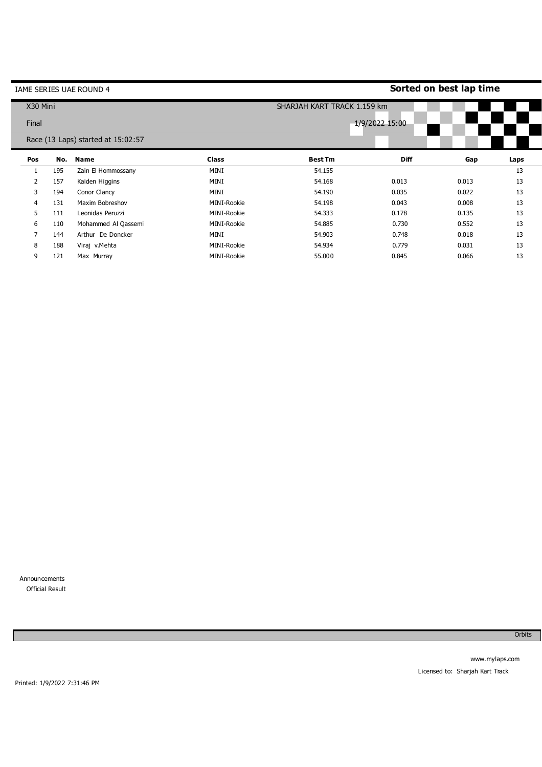IAME SERIES UAE ROUND 4

**Sorted on best lap time**

X30 Mini

SHARJAH KART TRACK 1.159 km

Final

1/9/2022 15:00

Race (13 Laps) started at 15:02:57

| Pos | No. | Name | Class | Best Tm | Diff | Gap | Laps |
|---|---|---|---|---|---|---|---|
| 1 | 195 | Zain El Hommossany | MINI | 54.155 | | | 13 |
| 2 | 157 | Kaiden Higgins | MINI | 54.168 | 0.013 | 0.013 | 13 |
| 3 | 194 | Conor Clancy | MINI | 54.190 | 0.035 | 0.022 | 13 |
| 4 | 131 | Maxim Bobreshov | MINI-Rookie | 54.198 | 0.043 | 0.008 | 13 |
| 5 | 111 | Leonidas Peruzzi | MINI-Rookie | 54.333 | 0.178 | 0.135 | 13 |
| 6 | 110 | Mohammed Al Qassemi | MINI-Rookie | 54.885 | 0.730 | 0.552 | 13 |
| 7 | 144 | Arthur De Doncker | MINI | 54.903 | 0.748 | 0.018 | 13 |
| 8 | 188 | Viraj v.Mehta | MINI-Rookie | 54.934 | 0.779 | 0.031 | 13 |
| 9 | 121 | Max Murray | MINI-Rookie | 55.000 | 0.845 | 0.066 | 13 |

Announcements

Official Result

Orbits

www.mylaps.com

Licensed to: Sharjah Kart Track

Printed: 1/9/2022 7:31:46 PM